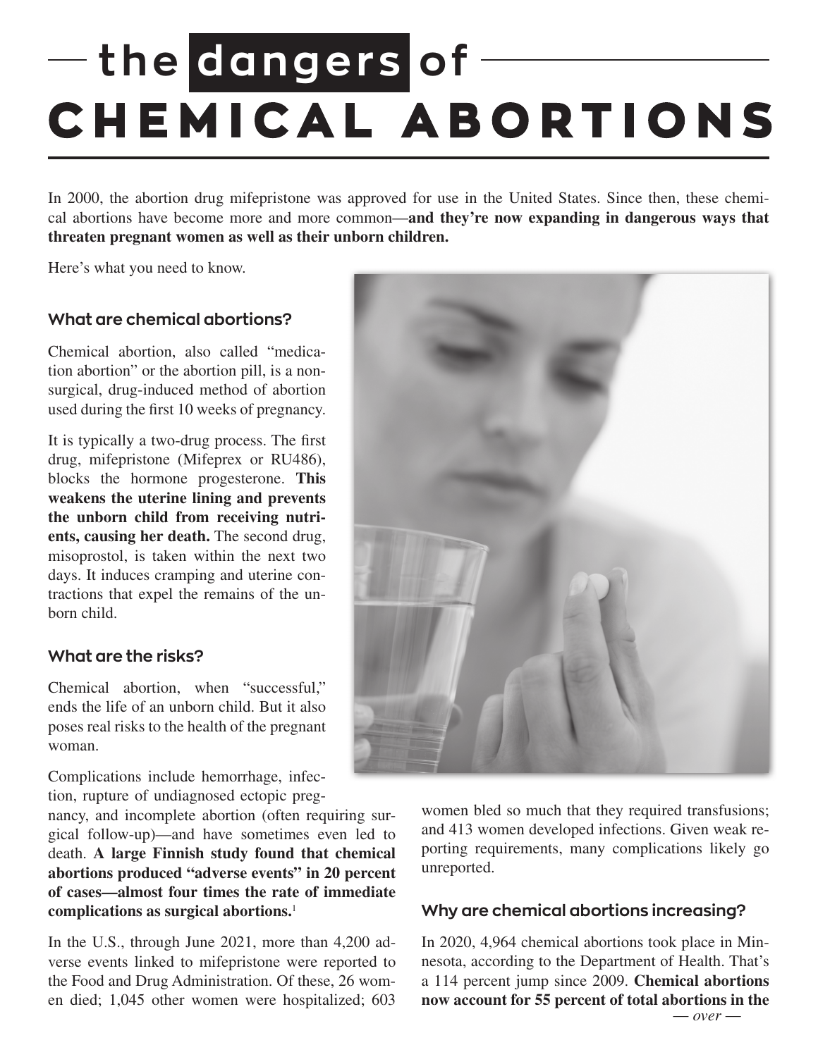# the dangers of CHEMICAL ABORTIONS

In 2000, the abortion drug mifepristone was approved for use in the United States. Since then, these chemical abortions have become more and more common—**and they're now expanding in dangerous ways that threaten pregnant women as well as their unborn children.**

Here's what you need to know.

## What are chemical abortions?

Chemical abortion, also called "medication abortion" or the abortion pill, is a nonsurgical, drug-induced method of abortion used during the first 10 weeks of pregnancy.

It is typically a two-drug process. The first drug, mifepristone (Mifeprex or RU486), blocks the hormone progesterone. **This weakens the uterine lining and prevents the unborn child from receiving nutrients, causing her death.** The second drug, misoprostol, is taken within the next two days. It induces cramping and uterine contractions that expel the remains of the unborn child.

## What are the risks?

Chemical abortion, when "successful," ends the life of an unborn child. But it also poses real risks to the health of the pregnant woman.

Complications include hemorrhage, infection, rupture of undiagnosed ectopic pregnancy, and incomplete abortion (often requiring surgical follow-up)—and have sometimes even led to death. **A large Finnish study found that chemical abortions produced "adverse events" in 20 percent of cases—almost four times the rate of immediate complications as surgical abortions.**[1]

In the U.S., through June 2021, more than 4,200 adverse events linked to mifepristone were reported to the Food and Drug Administration. Of these, 26 women died; 1,045 other women were hospitalized; 603 women bled so much that they required transfusions; and 413 women developed infections. Given weak reporting requirements, many complications likely go unreported.

## Why are chemical abortions increasing?

In 2020, 4,964 chemical abortions took place in Minnesota, according to the Department of Health. That's a 114 percent jump since 2009. **Chemical abortions now account for 55 percent of total abortions in the**

*— over —*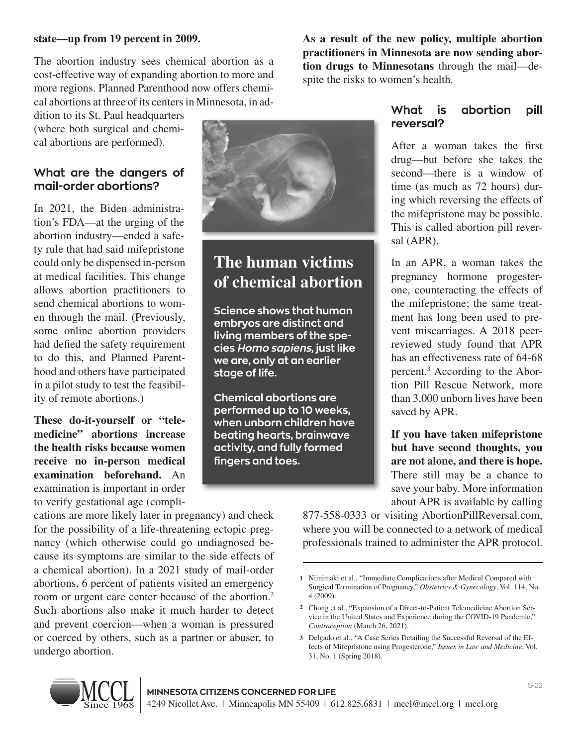**state—up from 19 percent in 2009.**

The abortion industry sees chemical abortion as a cost-effective way of expanding abortion to more and more regions. Planned Parenthood now offers chemical abortions at three of its centers in Minnesota, in addition to its St. Paul headquarters (where both surgical and chemical abortions are performed).

### What are the dangers of mail-order abortions?

In 2021, the Biden administration's FDA—at the urging of the abortion industry—ended a safety rule that had said mifepristone could only be dispensed in-person at medical facilities. This change allows abortion practitioners to send chemical abortions to women through the mail. (Previously, some online abortion providers had defied the safety requirement to do this, and Planned Parenthood and others have participated in a pilot study to test the feasibility of remote abortions.)

**These do-it-yourself or "telemedicine" abortions increase the health risks because women receive no in-person medical examination beforehand.** An examination is important in order to verify gestational age (complications are more likely later in pregnancy) and check for the possibility of a life-threatening ectopic pregnancy (which otherwise could go undiagnosed because its symptoms are similar to the side effects of a chemical abortion). In a 2021 study of mail-order abortions, 6 percent of patients visited an emergency room or urgent care center because of the abortion.[2] Such abortions also make it much harder to detect and prevent coercion—when a woman is pressured or coerced by others, such as a partner or abuser, to undergo abortion.

## The human victims of chemical abortion

**Science shows that human embryos are distinct and living members of the species *Homo sapiens*, just like we are, only at an earlier stage of life.**

**Chemical abortions are performed up to 10 weeks, when unborn children have beating hearts, brainwave activity, and fully formed fingers and toes.**

**As a result of the new policy, multiple abortion practitioners in Minnesota are now sending abortion drugs to Minnesotans** through the mail—despite the risks to women's health.

### What is abortion pill reversal?

After a woman takes the first drug—but before she takes the second—there is a window of time (as much as 72 hours) during which reversing the effects of the mifepristone may be possible. This is called abortion pill reversal (APR).

In an APR, a woman takes the pregnancy hormone progesterone, counteracting the effects of the mifepristone; the same treatment has long been used to prevent miscarriages. A 2018 peer-reviewed study found that APR has an effectiveness rate of 64-68 percent.[3] According to the Abortion Pill Rescue Network, more than 3,000 unborn lives have been saved by APR.

**If you have taken mifepristone but have second thoughts, you are not alone, and there is hope.** There still may be a chance to save your baby. More information about APR is available by calling 877-558-0333 or visiting AbortionPillReversal.com, where you will be connected to a network of medical professionals trained to administer the APR protocol.

---

1 Niinimaki et al., "Immediate Complications after Medical Compared with Surgical Termination of Pregnancy," *Obstetrics & Gynecology*, Vol. 114, No. 4 (2009).

2 Chong et al., "Expansion of a Direct-to-Patient Telemedicine Abortion Service in the United States and Experience during the COVID-19 Pandemic," *Contraception* (March 26, 2021).

3 Delgado et al., "A Case Series Detailing the Successful Reversal of the Effects of Mifepristone using Progesterone," *Issues in Law and Medicine*, Vol. 31, No. 1 (Spring 2018).

MCCL Since 1968

**MINNESOTA CITIZENS CONCERNED FOR LIFE**

4249 Nicollet Ave. | Minneapolis MN 55409 | 612.825.6831 | mccl@mccl.org | mccl.org

5-22